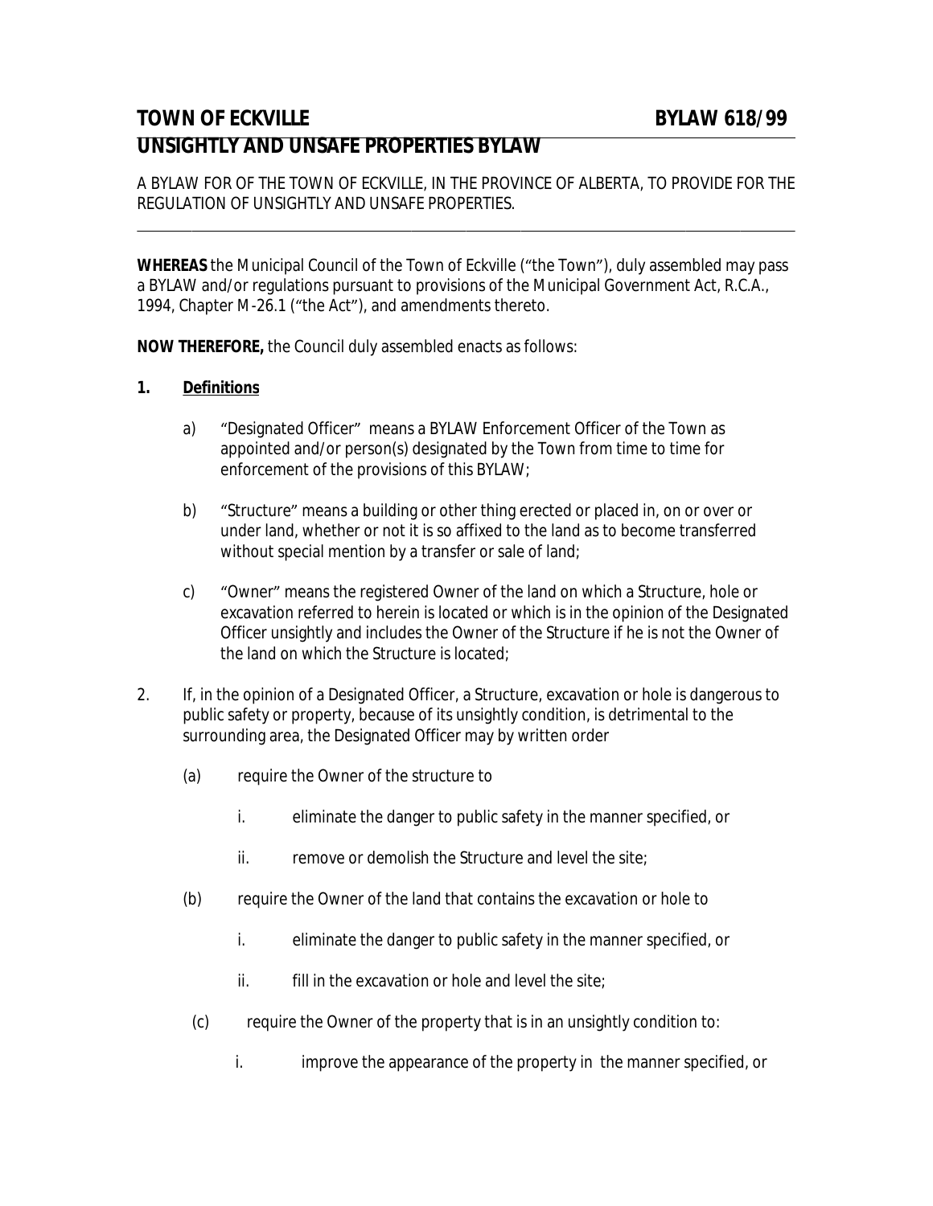# TOWN OF ECKVILLE BYLAW 618/99

## UNSIGHTLY AND UNSAFE PROPERTIES BYLAW

A BYLAW FOR OF THE TOWN OF ECKVILLE, IN THE PROVINCE OF ALBERTA, TO PROVIDE FOR THE REGULATION OF UNSIGHTLY AND UNSAFE PROPERTIES.

---

**WHEREAS** the Municipal Council of the Town of Eckville ("the Town"), duly assembled may pass a BYLAW and/or regulations pursuant to provisions of the Municipal Government Act, R.C.A., 1994, Chapter M-26.1 ("the Act"), and amendments thereto.

**NOW THEREFORE,** the Council duly assembled enacts as follows:

**1. Definitions**

a) "Designated Officer" means a BYLAW Enforcement Officer of the Town as appointed and/or person(s) designated by the Town from time to time for enforcement of the provisions of this BYLAW;

b) "Structure" means a building or other thing erected or placed in, on or over or under land, whether or not it is so affixed to the land as to become transferred without special mention by a transfer or sale of land;

c) "Owner" means the registered Owner of the land on which a Structure, hole or excavation referred to herein is located or which is in the opinion of the Designated Officer unsightly and includes the Owner of the Structure if he is not the Owner of the land on which the Structure is located;

2. If, in the opinion of a Designated Officer, a Structure, excavation or hole is dangerous to public safety or property, because of its unsightly condition, is detrimental to the surrounding area, the Designated Officer may by written order

(a) require the Owner of the structure to

i. eliminate the danger to public safety in the manner specified, or

ii. remove or demolish the Structure and level the site;

(b) require the Owner of the land that contains the excavation or hole to

i. eliminate the danger to public safety in the manner specified, or

ii. fill in the excavation or hole and level the site;

(c) require the Owner of the property that is in an unsightly condition to:

i. improve the appearance of the property in the manner specified, or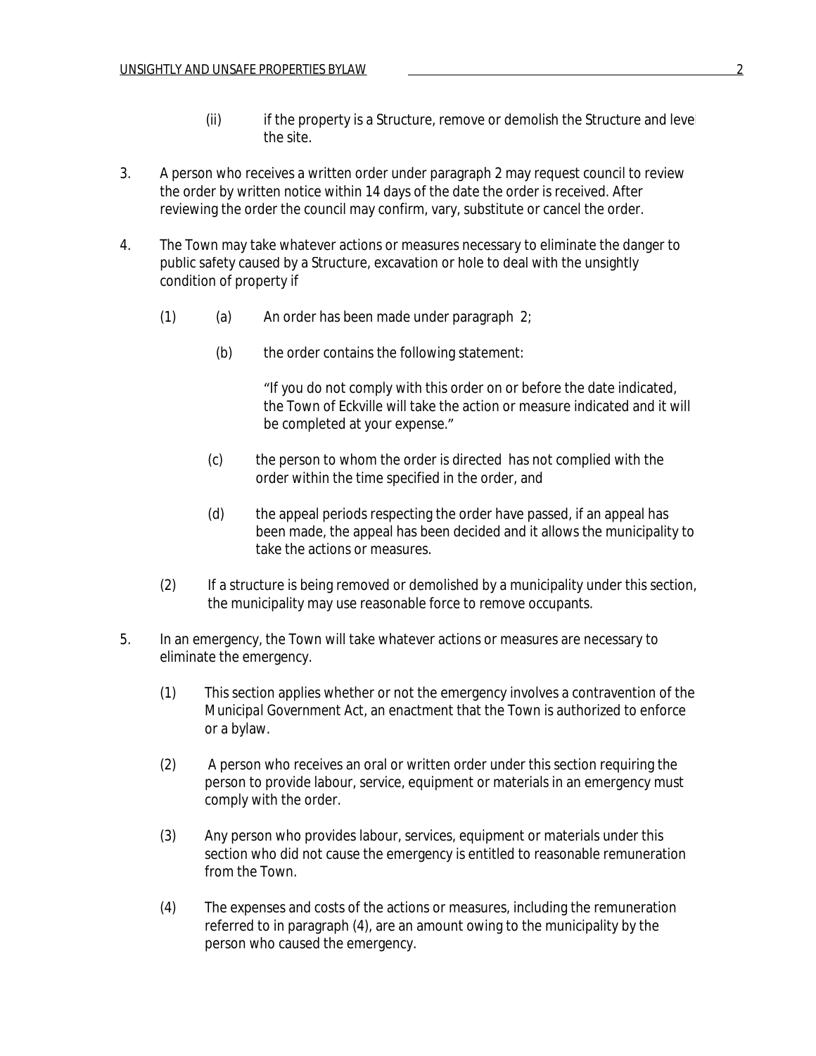(ii) if the property is a Structure, remove or demolish the Structure and level the site.

3. A person who receives a written order under paragraph 2 may request council to review the order by written notice within 14 days of the date the order is received. After reviewing the order the council may confirm, vary, substitute or cancel the order.

4. The Town may take whatever actions or measures necessary to eliminate the danger to public safety caused by a Structure, excavation or hole to deal with the unsightly condition of property if

   (1) (a) An order has been made under paragraph 2;

   (b) the order contains the following statement:

   "If you do not comply with this order on or before the date indicated, the Town of Eckville will take the action or measure indicated and it will be completed at your expense."

   (c) the person to whom the order is directed has not complied with the order within the time specified in the order, and

   (d) the appeal periods respecting the order have passed, if an appeal has been made, the appeal has been decided and it allows the municipality to take the actions or measures.

   (2) If a structure is being removed or demolished by a municipality under this section, the municipality may use reasonable force to remove occupants.

5. In an emergency, the Town will take whatever actions or measures are necessary to eliminate the emergency.

   (1) This section applies whether or not the emergency involves a contravention of the *Municipal Government Act*, an enactment that the Town is authorized to enforce or a bylaw.

   (2) A person who receives an oral or written order under this section requiring the person to provide labour, service, equipment or materials in an emergency must comply with the order.

   (3) Any person who provides labour, services, equipment or materials under this section who did not cause the emergency is entitled to reasonable remuneration from the Town.

   (4) The expenses and costs of the actions or measures, including the remuneration referred to in paragraph (4), are an amount owing to the municipality by the person who caused the emergency.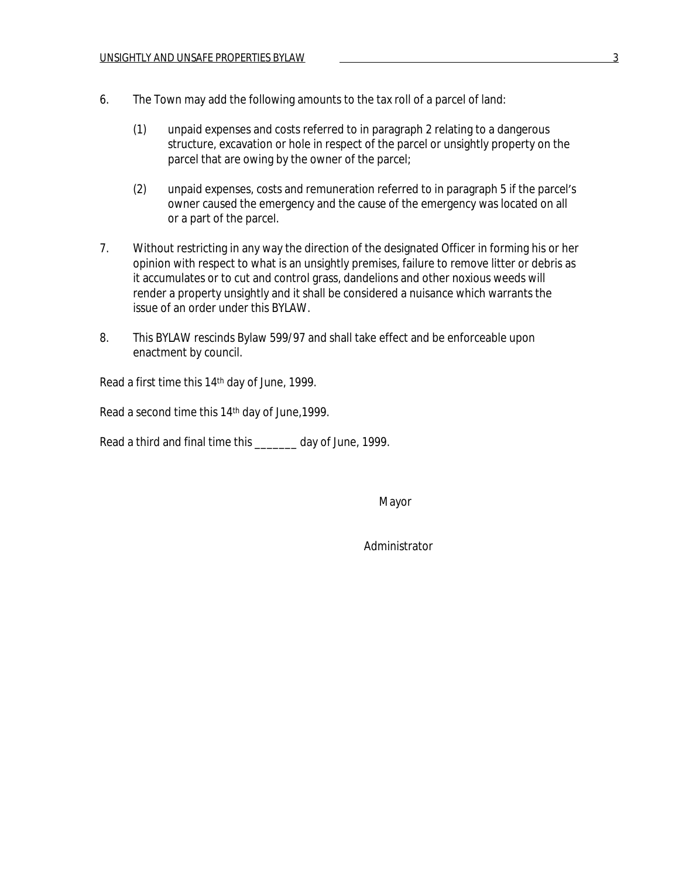6. The Town may add the following amounts to the tax roll of a parcel of land:

   (1) unpaid expenses and costs referred to in paragraph 2 relating to a dangerous structure, excavation or hole in respect of the parcel or unsightly property on the parcel that are owing by the owner of the parcel;

   (2) unpaid expenses, costs and remuneration referred to in paragraph 5 if the parcel's owner caused the emergency and the cause of the emergency was located on all or a part of the parcel.

7. Without restricting in any way the direction of the designated Officer in forming his or her opinion with respect to what is an unsightly premises, failure to remove litter or debris as it accumulates or to cut and control grass, dandelions and other noxious weeds will render a property unsightly and it shall be considered a nuisance which warrants the issue of an order under this BYLAW.

8. This BYLAW rescinds Bylaw 599/97 and shall take effect and be enforceable upon enactment by council.

Read a first time this 14th day of June, 1999.

Read a second time this 14th day of June,1999.

Read a third and final time this _______ day of June, 1999.

Mayor

Administrator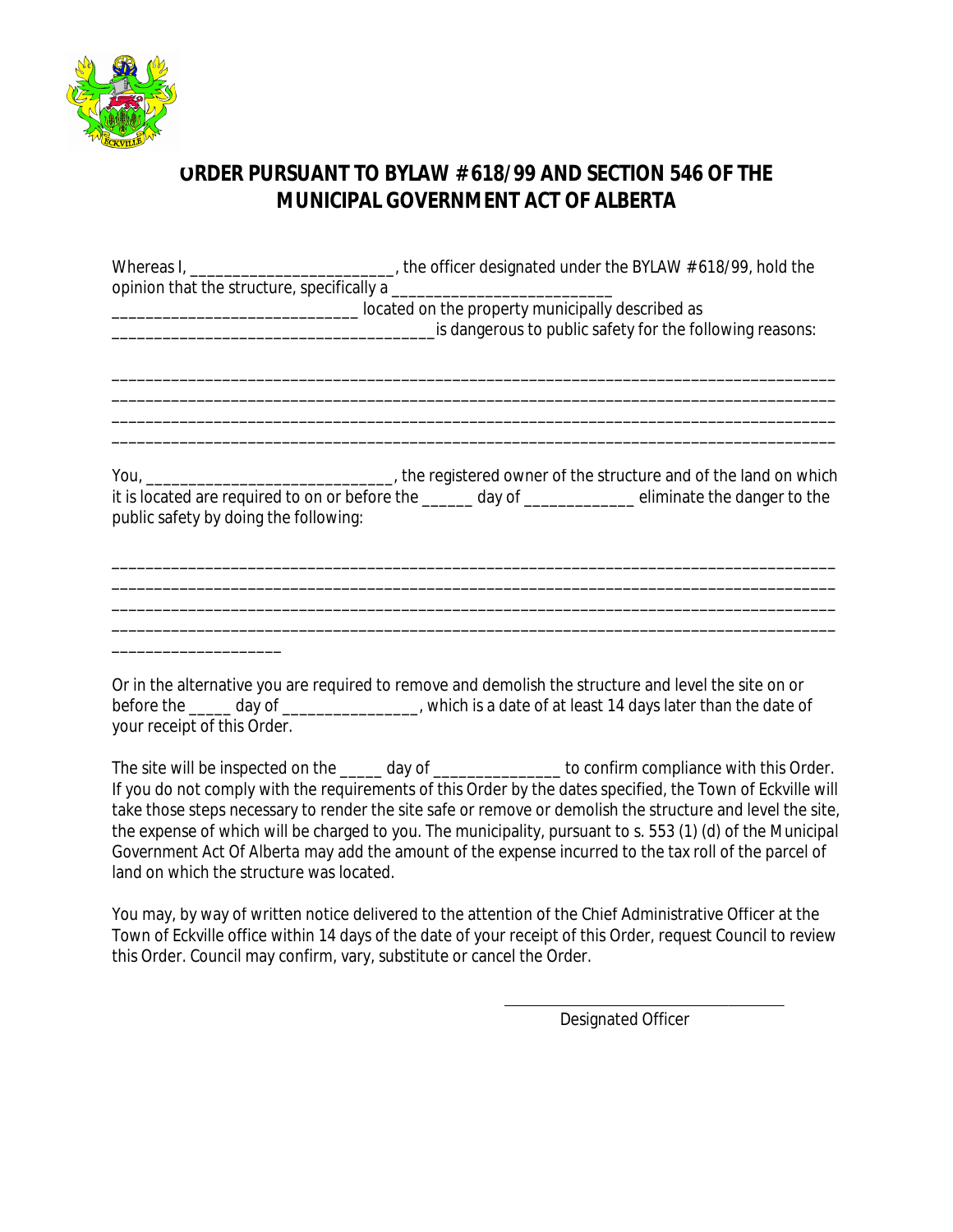# ORDER PURSUANT TO BYLAW # 618/99 AND SECTION 546 OF THE MUNICIPAL GOVERNMENT ACT OF ALBERTA

Whereas I, ________________________, the officer designated under the BYLAW # 618/99, hold the opinion that the structure, specifically a ________________________
____________________________ located on the property municipally described as
_____________________________________is dangerous to public safety for the following reasons:

_____________________________________________________________________________________
_____________________________________________________________________________________
_____________________________________________________________________________________
_____________________________________________________________________________________

You, ____________________________, the registered owner of the structure and of the land on which it is located are required to on or before the ______ day of _____________ eliminate the danger to the public safety by doing the following:

_____________________________________________________________________________________
_____________________________________________________________________________________
_____________________________________________________________________________________
_____________________________________________________________________________________
___________________

Or in the alternative you are required to remove and demolish the structure and level the site on or before the _____ day of ________________, which is a date of at least 14 days later than the date of your receipt of this Order.

The site will be inspected on the _____ day of _______________ to confirm compliance with this Order. If you do not comply with the requirements of this Order by the dates specified, the Town of Eckville will take those steps necessary to render the site safe or remove or demolish the structure and level the site, the expense of which will be charged to you. The municipality, pursuant to s. 553 (1) (d) of the Municipal Government Act Of Alberta may add the amount of the expense incurred to the tax roll of the parcel of land on which the structure was located.

You may, by way of written notice delivered to the attention of the Chief Administrative Officer at the Town of Eckville office within 14 days of the date of your receipt of this Order, request Council to review this Order. Council may confirm, vary, substitute or cancel the Order.

___________________________________

Designated Officer